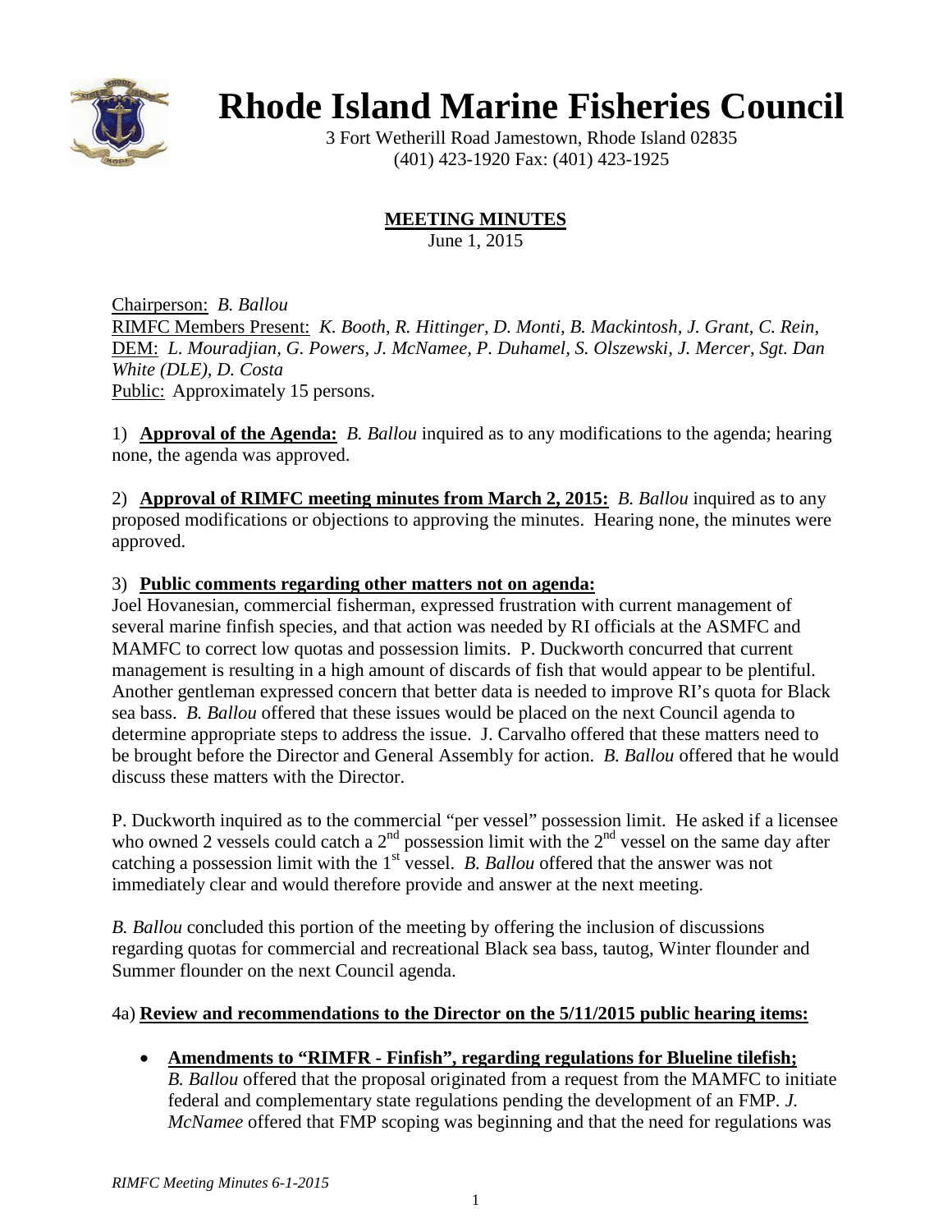# Rhode Island Marine Fisheries Council

3 Fort Wetherill Road Jamestown, Rhode Island 02835
(401) 423-1920 Fax: (401) 423-1925

## MEETING MINUTES

June 1, 2015

Chairperson: *B. Ballou*
RIMFC Members Present: *K. Booth, R. Hittinger, D. Monti, B. Mackintosh, J. Grant, C. Rein,*
DEM: *L. Mouradjian, G. Powers, J. McNamee, P. Duhamel, S. Olszewski, J. Mercer, Sgt. Dan White (DLE), D. Costa*
Public: Approximately 15 persons.

1) **Approval of the Agenda:** *B. Ballou* inquired as to any modifications to the agenda; hearing none, the agenda was approved.

2) **Approval of RIMFC meeting minutes from March 2, 2015:** *B. Ballou* inquired as to any proposed modifications or objections to approving the minutes. Hearing none, the minutes were approved.

3) **Public comments regarding other matters not on agenda:**
Joel Hovanesian, commercial fisherman, expressed frustration with current management of several marine finfish species, and that action was needed by RI officials at the ASMFC and MAMFC to correct low quotas and possession limits. P. Duckworth concurred that current management is resulting in a high amount of discards of fish that would appear to be plentiful. Another gentleman expressed concern that better data is needed to improve RI's quota for Black sea bass. *B. Ballou* offered that these issues would be placed on the next Council agenda to determine appropriate steps to address the issue. J. Carvalho offered that these matters need to be brought before the Director and General Assembly for action. *B. Ballou* offered that he would discuss these matters with the Director.

P. Duckworth inquired as to the commercial "per vessel" possession limit. He asked if a licensee who owned 2 vessels could catch a 2nd possession limit with the 2nd vessel on the same day after catching a possession limit with the 1st vessel. *B. Ballou* offered that the answer was not immediately clear and would therefore provide and answer at the next meeting.

*B. Ballou* concluded this portion of the meeting by offering the inclusion of discussions regarding quotas for commercial and recreational Black sea bass, tautog, Winter flounder and Summer flounder on the next Council agenda.

4a) **Review and recommendations to the Director on the 5/11/2015 public hearing items:**

- **Amendments to "RIMFR - Finfish", regarding regulations for Blueline tilefish;** *B. Ballou* offered that the proposal originated from a request from the MAMFC to initiate federal and complementary state regulations pending the development of an FMP. *J. McNamee* offered that FMP scoping was beginning and that the need for regulations was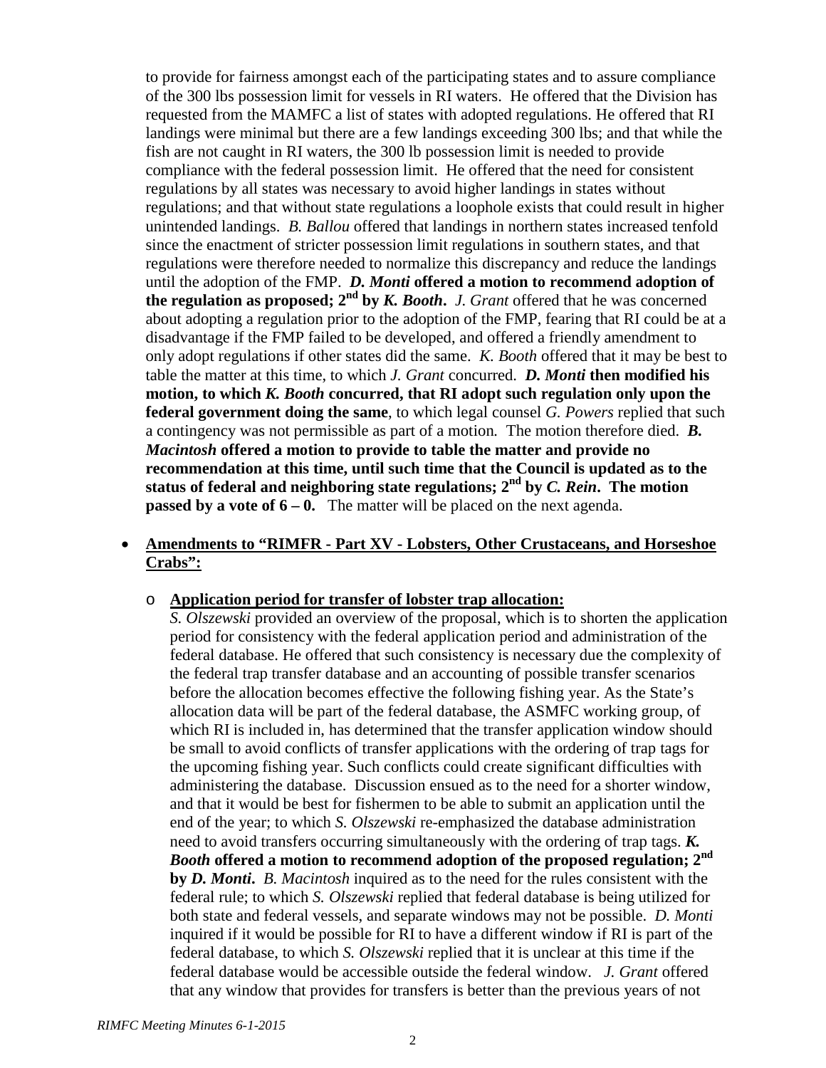to provide for fairness amongst each of the participating states and to assure compliance of the 300 lbs possession limit for vessels in RI waters. He offered that the Division has requested from the MAMFC a list of states with adopted regulations. He offered that RI landings were minimal but there are a few landings exceeding 300 lbs; and that while the fish are not caught in RI waters, the 300 lb possession limit is needed to provide compliance with the federal possession limit. He offered that the need for consistent regulations by all states was necessary to avoid higher landings in states without regulations; and that without state regulations a loophole exists that could result in higher unintended landings. *B. Ballou* offered that landings in northern states increased tenfold since the enactment of stricter possession limit regulations in southern states, and that regulations were therefore needed to normalize this discrepancy and reduce the landings until the adoption of the FMP. ***D. Monti*** **offered a motion to recommend adoption of the regulation as proposed; 2nd by** ***K. Booth*****.** *J. Grant* offered that he was concerned about adopting a regulation prior to the adoption of the FMP, fearing that RI could be at a disadvantage if the FMP failed to be developed, and offered a friendly amendment to only adopt regulations if other states did the same. *K. Booth* offered that it may be best to table the matter at this time, to which *J. Grant* concurred. ***D. Monti*** **then modified his motion, to which** ***K. Booth*** **concurred, that RI adopt such regulation only upon the federal government doing the same**, to which legal counsel *G. Powers* replied that such a contingency was not permissible as part of a motion. The motion therefore died. ***B. Macintosh*** **offered a motion to provide to table the matter and provide no recommendation at this time, until such time that the Council is updated as to the status of federal and neighboring state regulations; 2nd by** ***C. Rein*****. The motion passed by a vote of 6 – 0.** The matter will be placed on the next agenda.

- **Amendments to "RIMFR - Part XV - Lobsters, Other Crustaceans, and Horseshoe Crabs":**

  - **Application period for transfer of lobster trap allocation:**
    *S. Olszewski* provided an overview of the proposal, which is to shorten the application period for consistency with the federal application period and administration of the federal database. He offered that such consistency is necessary due the complexity of the federal trap transfer database and an accounting of possible transfer scenarios before the allocation becomes effective the following fishing year. As the State's allocation data will be part of the federal database, the ASMFC working group, of which RI is included in, has determined that the transfer application window should be small to avoid conflicts of transfer applications with the ordering of trap tags for the upcoming fishing year. Such conflicts could create significant difficulties with administering the database. Discussion ensued as to the need for a shorter window, and that it would be best for fishermen to be able to submit an application until the end of the year; to which *S. Olszewski* re-emphasized the database administration need to avoid transfers occurring simultaneously with the ordering of trap tags. ***K. Booth*** **offered a motion to recommend adoption of the proposed regulation; 2nd by** ***D. Monti*****.** *B. Macintosh* inquired as to the need for the rules consistent with the federal rule; to which *S. Olszewski* replied that federal database is being utilized for both state and federal vessels, and separate windows may not be possible. *D. Monti* inquired if it would be possible for RI to have a different window if RI is part of the federal database, to which *S. Olszewski* replied that it is unclear at this time if the federal database would be accessible outside the federal window. *J. Grant* offered that any window that provides for transfers is better than the previous years of not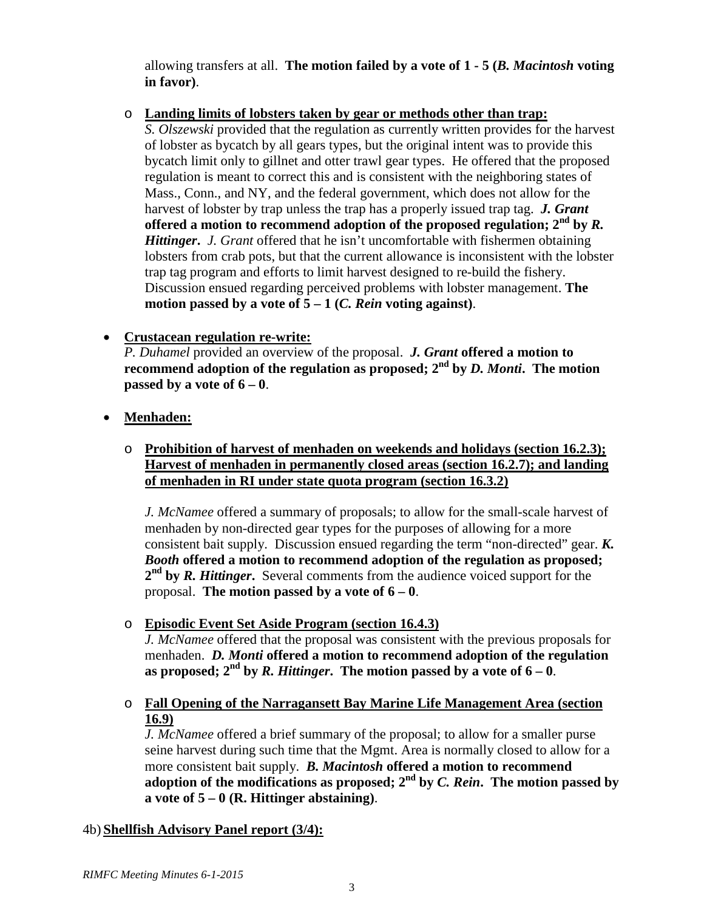allowing transfers at all. **The motion failed by a vote of 1 - 5 (*B. Macintosh* voting in favor)**.

- **Landing limits of lobsters taken by gear or methods other than trap:**
  *S. Olszewski* provided that the regulation as currently written provides for the harvest of lobster as bycatch by all gears types, but the original intent was to provide this bycatch limit only to gillnet and otter trawl gear types. He offered that the proposed regulation is meant to correct this and is consistent with the neighboring states of Mass., Conn., and NY, and the federal government, which does not allow for the harvest of lobster by trap unless the trap has a properly issued trap tag. ***J. Grant* offered a motion to recommend adoption of the proposed regulation; 2nd by *R. Hittinger*.** *J. Grant* offered that he isn't uncomfortable with fishermen obtaining lobsters from crab pots, but that the current allowance is inconsistent with the lobster trap tag program and efforts to limit harvest designed to re-build the fishery. Discussion ensued regarding perceived problems with lobster management. **The motion passed by a vote of 5 – 1 (*C. Rein* voting against)**.

- **Crustacean regulation re-write:**
  *P. Duhamel* provided an overview of the proposal. ***J. Grant* offered a motion to recommend adoption of the regulation as proposed; 2nd by *D. Monti*. The motion passed by a vote of 6 – 0**.

- **Menhaden:**

  - **Prohibition of harvest of menhaden on weekends and holidays (section 16.2.3); Harvest of menhaden in permanently closed areas (section 16.2.7); and landing of menhaden in RI under state quota program (section 16.3.2)**

    *J. McNamee* offered a summary of proposals; to allow for the small-scale harvest of menhaden by non-directed gear types for the purposes of allowing for a more consistent bait supply. Discussion ensued regarding the term "non-directed" gear. ***K. Booth* offered a motion to recommend adoption of the regulation as proposed; 2nd by *R. Hittinger*.** Several comments from the audience voiced support for the proposal. **The motion passed by a vote of 6 – 0**.

  - **Episodic Event Set Aside Program (section 16.4.3)**
    *J. McNamee* offered that the proposal was consistent with the previous proposals for menhaden. ***D. Monti* offered a motion to recommend adoption of the regulation as proposed; 2nd by *R. Hittinger*. The motion passed by a vote of 6 – 0**.

  - **Fall Opening of the Narragansett Bay Marine Life Management Area (section 16.9)**
    *J. McNamee* offered a brief summary of the proposal; to allow for a smaller purse seine harvest during such time that the Mgmt. Area is normally closed to allow for a more consistent bait supply. ***B. Macintosh* offered a motion to recommend adoption of the modifications as proposed; 2nd by *C. Rein*. The motion passed by a vote of 5 – 0 (R. Hittinger abstaining)**.

4b) **Shellfish Advisory Panel report (3/4):**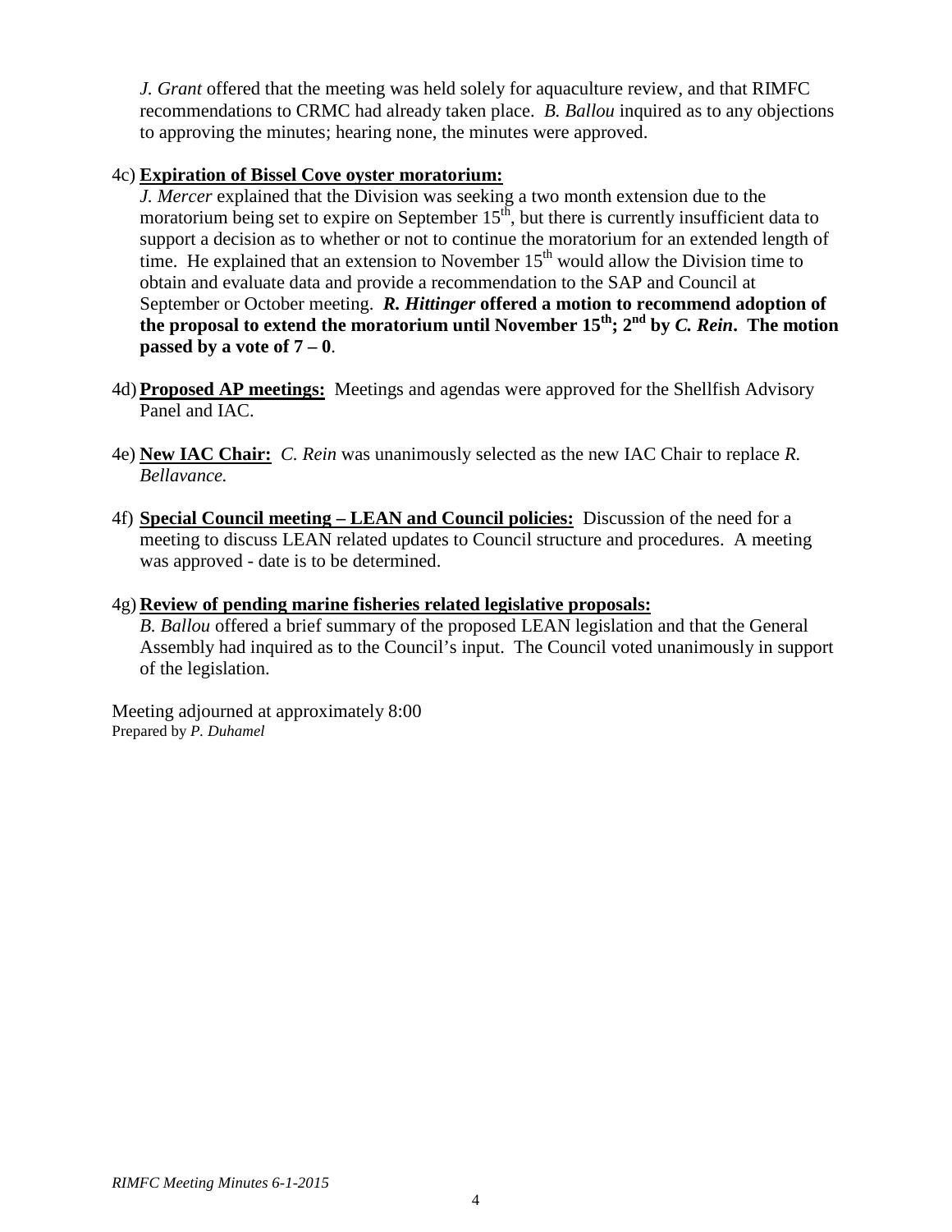*J. Grant* offered that the meeting was held solely for aquaculture review, and that RIMFC recommendations to CRMC had already taken place. *B. Ballou* inquired as to any objections to approving the minutes; hearing none, the minutes were approved.

4c) **Expiration of Bissel Cove oyster moratorium:**
*J. Mercer* explained that the Division was seeking a two month extension due to the moratorium being set to expire on September 15th, but there is currently insufficient data to support a decision as to whether or not to continue the moratorium for an extended length of time. He explained that an extension to November 15th would allow the Division time to obtain and evaluate data and provide a recommendation to the SAP and Council at September or October meeting. ***R. Hittinger*** **offered a motion to recommend adoption of the proposal to extend the moratorium until November 15th; 2nd by *C. Rein*. The motion passed by a vote of 7 – 0**.

4d) **Proposed AP meetings:** Meetings and agendas were approved for the Shellfish Advisory Panel and IAC.

4e) **New IAC Chair:** *C. Rein* was unanimously selected as the new IAC Chair to replace *R. Bellavance.*

4f) **Special Council meeting – LEAN and Council policies:** Discussion of the need for a meeting to discuss LEAN related updates to Council structure and procedures. A meeting was approved - date is to be determined.

4g) **Review of pending marine fisheries related legislative proposals:**
*B. Ballou* offered a brief summary of the proposed LEAN legislation and that the General Assembly had inquired as to the Council's input. The Council voted unanimously in support of the legislation.

Meeting adjourned at approximately 8:00
Prepared by *P. Duhamel*